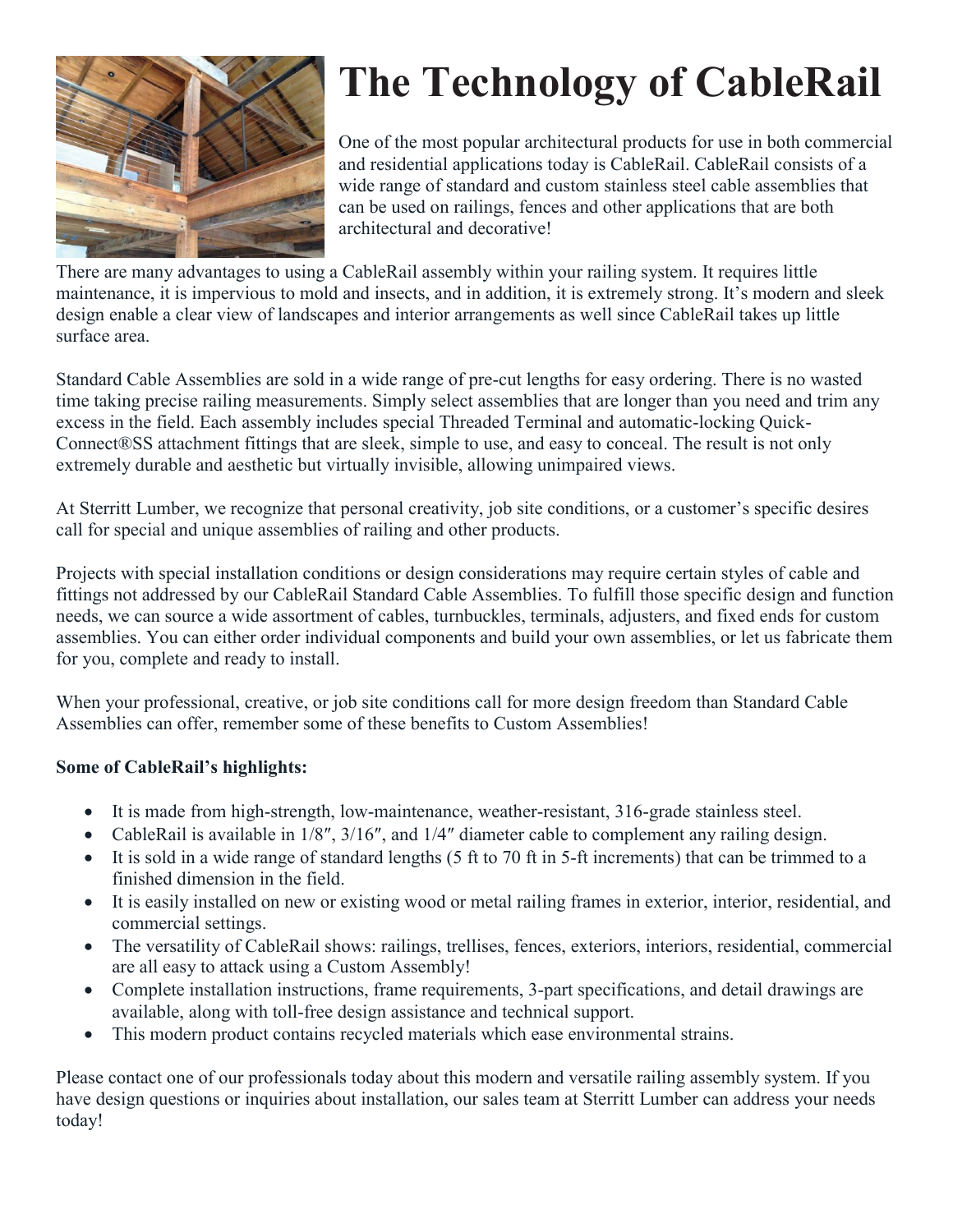# The Technology of CableRail

One of the most popular architectural products for use in both commercial and residential applications today is CableRail. CableRail consists of a wide range of standard and custom stainless steel cable assemblies that can be used on railings, fences and other applications that are both architectural and decorative!

There are many advantages to using a CableRail assembly within your railing system. It requires little maintenance, it is impervious to mold and insects, and in addition, it is extremely strong. It's modern and sleek design enable a clear view of landscapes and interior arrangements as well since CableRail takes up little surface area.

Standard Cable Assemblies are sold in a wide range of pre-cut lengths for easy ordering. There is no wasted time taking precise railing measurements. Simply select assemblies that are longer than you need and trim any excess in the field. Each assembly includes special Threaded Terminal and automatic-locking Quick-Connect®SS attachment fittings that are sleek, simple to use, and easy to conceal. The result is not only extremely durable and aesthetic but virtually invisible, allowing unimpaired views.

At Sterritt Lumber, we recognize that personal creativity, job site conditions, or a customer's specific desires call for special and unique assemblies of railing and other products.

Projects with special installation conditions or design considerations may require certain styles of cable and fittings not addressed by our CableRail Standard Cable Assemblies. To fulfill those specific design and function needs, we can source a wide assortment of cables, turnbuckles, terminals, adjusters, and fixed ends for custom assemblies. You can either order individual components and build your own assemblies, or let us fabricate them for you, complete and ready to install.

When your professional, creative, or job site conditions call for more design freedom than Standard Cable Assemblies can offer, remember some of these benefits to Custom Assemblies!

**Some of CableRail's highlights:**

- It is made from high-strength, low-maintenance, weather-resistant, 316-grade stainless steel.
- CableRail is available in 1/8″, 3/16″, and 1/4″ diameter cable to complement any railing design.
- It is sold in a wide range of standard lengths (5 ft to 70 ft in 5-ft increments) that can be trimmed to a finished dimension in the field.
- It is easily installed on new or existing wood or metal railing frames in exterior, interior, residential, and commercial settings.
- The versatility of CableRail shows: railings, trellises, fences, exteriors, interiors, residential, commercial are all easy to attack using a Custom Assembly!
- Complete installation instructions, frame requirements, 3-part specifications, and detail drawings are available, along with toll-free design assistance and technical support.
- This modern product contains recycled materials which ease environmental strains.

Please contact one of our professionals today about this modern and versatile railing assembly system. If you have design questions or inquiries about installation, our sales team at Sterritt Lumber can address your needs today!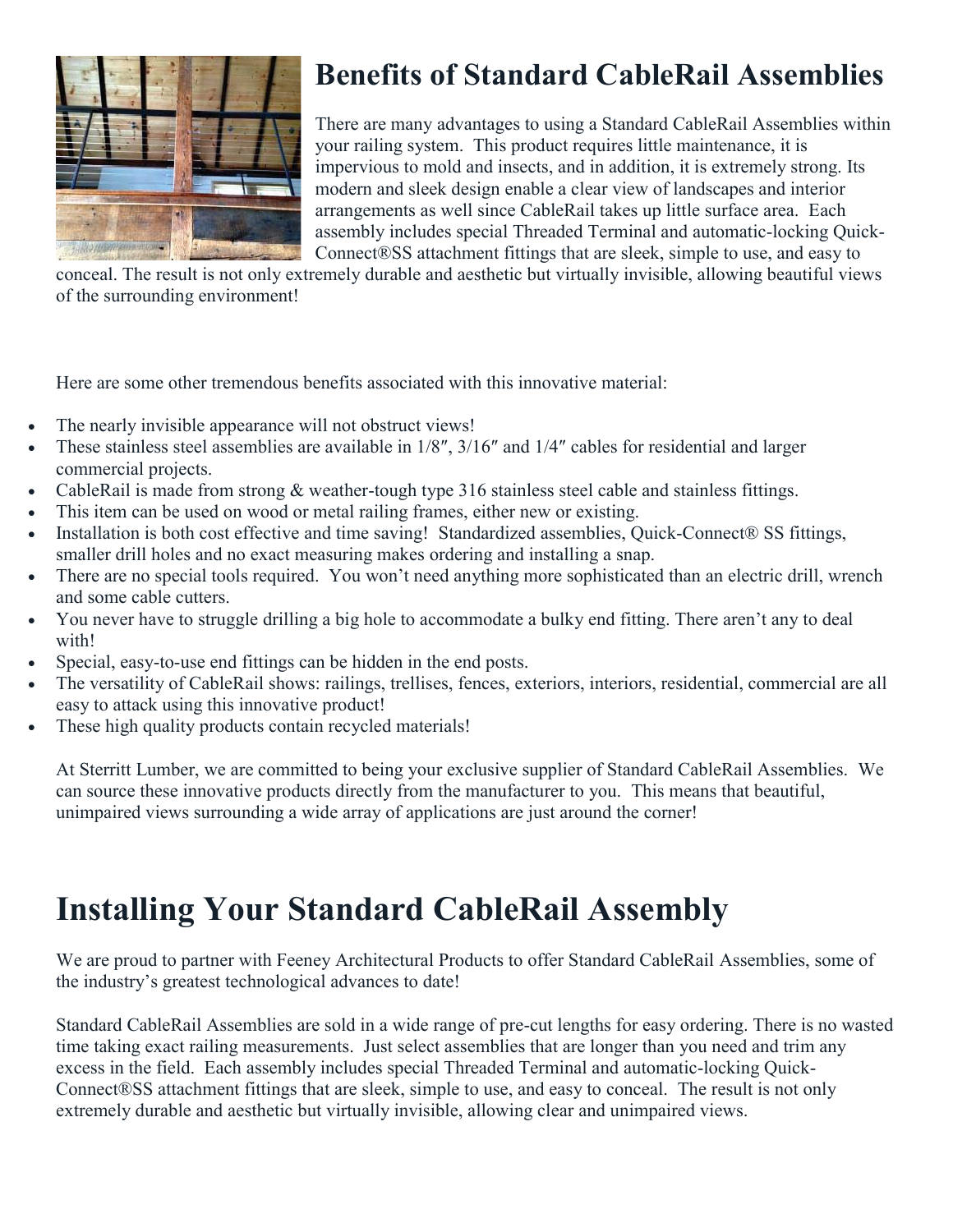## Benefits of Standard CableRail Assemblies

There are many advantages to using a Standard CableRail Assemblies within your railing system. This product requires little maintenance, it is impervious to mold and insects, and in addition, it is extremely strong. Its modern and sleek design enable a clear view of landscapes and interior arrangements as well since CableRail takes up little surface area. Each assembly includes special Threaded Terminal and automatic-locking Quick-Connect®SS attachment fittings that are sleek, simple to use, and easy to conceal. The result is not only extremely durable and aesthetic but virtually invisible, allowing beautiful views of the surrounding environment!

Here are some other tremendous benefits associated with this innovative material:

- The nearly invisible appearance will not obstruct views!
- These stainless steel assemblies are available in 1/8″, 3/16″ and 1/4″ cables for residential and larger commercial projects.
- CableRail is made from strong & weather-tough type 316 stainless steel cable and stainless fittings.
- This item can be used on wood or metal railing frames, either new or existing.
- Installation is both cost effective and time saving! Standardized assemblies, Quick-Connect® SS fittings, smaller drill holes and no exact measuring makes ordering and installing a snap.
- There are no special tools required. You won't need anything more sophisticated than an electric drill, wrench and some cable cutters.
- You never have to struggle drilling a big hole to accommodate a bulky end fitting. There aren't any to deal with!
- Special, easy-to-use end fittings can be hidden in the end posts.
- The versatility of CableRail shows: railings, trellises, fences, exteriors, interiors, residential, commercial are all easy to attack using this innovative product!
- These high quality products contain recycled materials!

At Sterritt Lumber, we are committed to being your exclusive supplier of Standard CableRail Assemblies. We can source these innovative products directly from the manufacturer to you. This means that beautiful, unimpaired views surrounding a wide array of applications are just around the corner!

# Installing Your Standard CableRail Assembly

We are proud to partner with Feeney Architectural Products to offer Standard CableRail Assemblies, some of the industry's greatest technological advances to date!

Standard CableRail Assemblies are sold in a wide range of pre-cut lengths for easy ordering. There is no wasted time taking exact railing measurements. Just select assemblies that are longer than you need and trim any excess in the field. Each assembly includes special Threaded Terminal and automatic-locking Quick-Connect®SS attachment fittings that are sleek, simple to use, and easy to conceal. The result is not only extremely durable and aesthetic but virtually invisible, allowing clear and unimpaired views.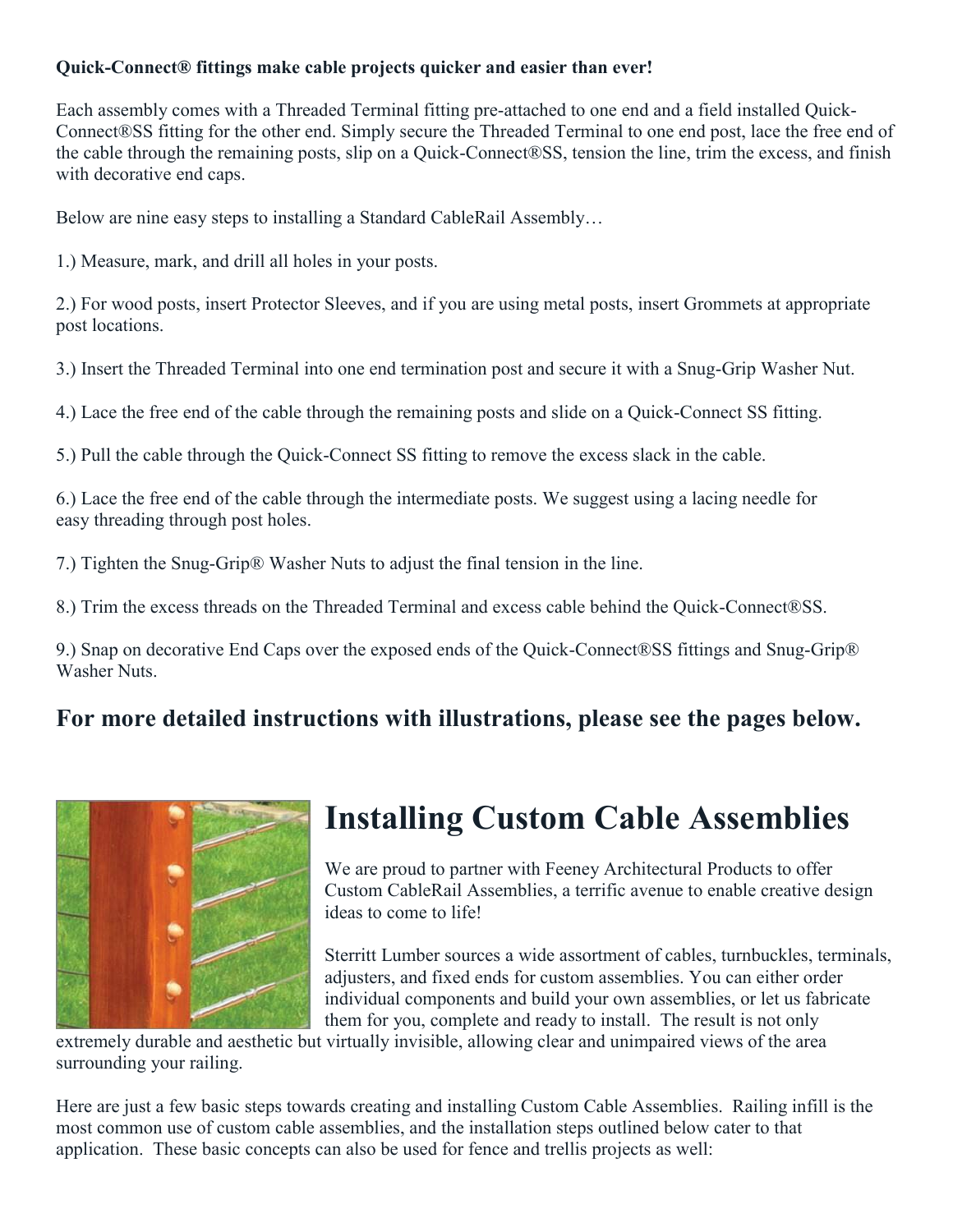**Quick-Connect® fittings make cable projects quicker and easier than ever!**

Each assembly comes with a Threaded Terminal fitting pre-attached to one end and a field installed Quick-Connect®SS fitting for the other end. Simply secure the Threaded Terminal to one end post, lace the free end of the cable through the remaining posts, slip on a Quick-Connect®SS, tension the line, trim the excess, and finish with decorative end caps.

Below are nine easy steps to installing a Standard CableRail Assembly…

1.) Measure, mark, and drill all holes in your posts.

2.) For wood posts, insert Protector Sleeves, and if you are using metal posts, insert Grommets at appropriate post locations.

3.) Insert the Threaded Terminal into one end termination post and secure it with a Snug-Grip Washer Nut.

4.) Lace the free end of the cable through the remaining posts and slide on a Quick-Connect SS fitting.

5.) Pull the cable through the Quick-Connect SS fitting to remove the excess slack in the cable.

6.) Lace the free end of the cable through the intermediate posts. We suggest using a lacing needle for easy threading through post holes.

7.) Tighten the Snug-Grip® Washer Nuts to adjust the final tension in the line.

8.) Trim the excess threads on the Threaded Terminal and excess cable behind the Quick-Connect®SS.

9.) Snap on decorative End Caps over the exposed ends of the Quick-Connect®SS fittings and Snug-Grip® Washer Nuts.

## For more detailed instructions with illustrations, please see the pages below.

# Installing Custom Cable Assemblies

We are proud to partner with Feeney Architectural Products to offer Custom CableRail Assemblies, a terrific avenue to enable creative design ideas to come to life!

Sterritt Lumber sources a wide assortment of cables, turnbuckles, terminals, adjusters, and fixed ends for custom assemblies. You can either order individual components and build your own assemblies, or let us fabricate them for you, complete and ready to install. The result is not only extremely durable and aesthetic but virtually invisible, allowing clear and unimpaired views of the area surrounding your railing.

Here are just a few basic steps towards creating and installing Custom Cable Assemblies. Railing infill is the most common use of custom cable assemblies, and the installation steps outlined below cater to that application. These basic concepts can also be used for fence and trellis projects as well: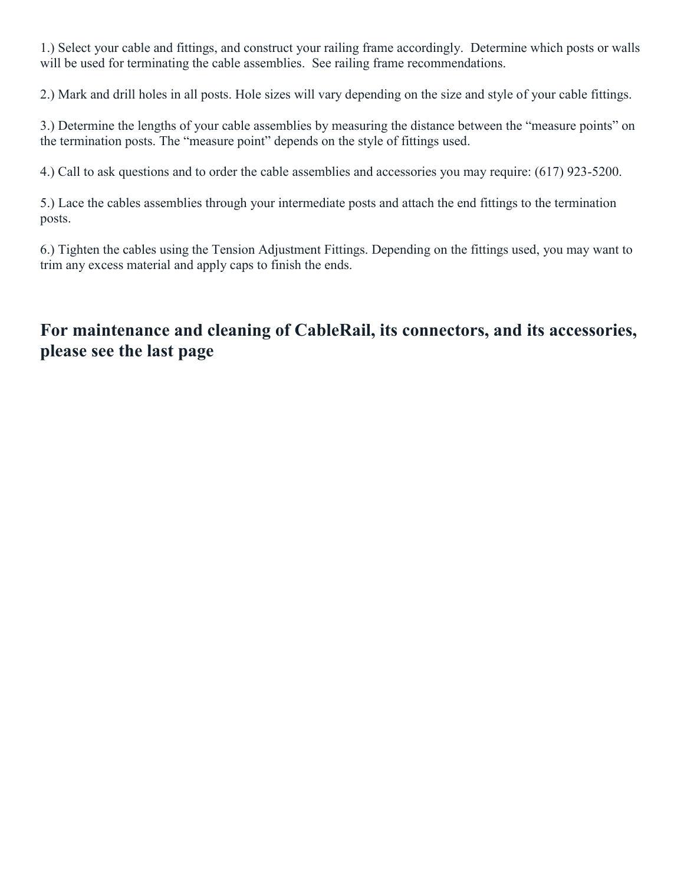1.) Select your cable and fittings, and construct your railing frame accordingly. Determine which posts or walls will be used for terminating the cable assemblies. See railing frame recommendations.

2.) Mark and drill holes in all posts. Hole sizes will vary depending on the size and style of your cable fittings.

3.) Determine the lengths of your cable assemblies by measuring the distance between the "measure points" on the termination posts. The "measure point" depends on the style of fittings used.

4.) Call to ask questions and to order the cable assemblies and accessories you may require: (617) 923-5200.

5.) Lace the cables assemblies through your intermediate posts and attach the end fittings to the termination posts.

6.) Tighten the cables using the Tension Adjustment Fittings. Depending on the fittings used, you may want to trim any excess material and apply caps to finish the ends.

## For maintenance and cleaning of CableRail, its connectors, and its accessories, please see the last page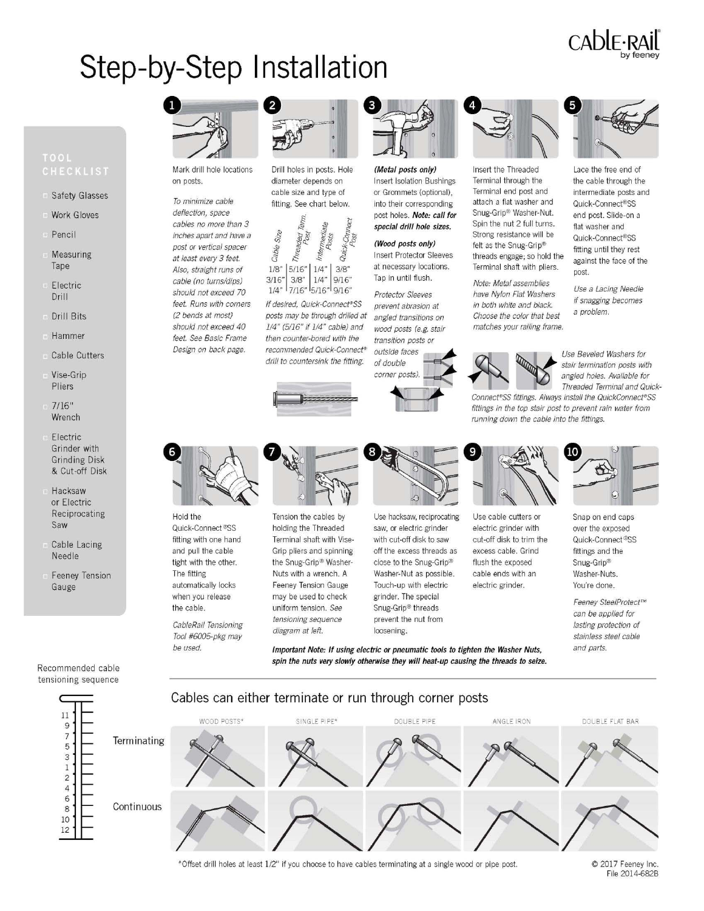# Step-by-Step Installation

CABLE·RAIL by feeney

## TOOL CHECKLIST

- Safety Glasses
- Work Gloves
- Pencil
- Measuring Tape
- Electric Drill
- Drill Bits
- Hammer
- Cable Cutters
- Vise-Grip Pliers
- 7/16" Wrench
- Electric Grinder with Grinding Disk & Cut-off Disk
- Hacksaw or Electric Reciprocating Saw
- Cable Lacing Needle
- Feeney Tension Gauge

**1** Mark drill hole locations on posts.

*To minimize cable deflection, space cables no more than 3 inches apart and have a post or vertical spacer at least every 3 feet. Also, straight runs of cable (no turns/dips) should not exceed 70 feet. Runs with corners (2 bends at most) should not exceed 40 feet. See Basic Frame Design on back page.*

**2** Drill holes in posts. Hole diameter depends on cable size and type of fitting. See chart below.

| Cable Size | Threaded Term. Post | Intermediate Posts | Quick-Connect Post |
|---|---|---|---|
| 1/8" | 5/16" | 1/4" | 3/8" |
| 3/16" | 3/8" | 1/4" | 9/16" |
| 1/4" | 7/16" | 5/16" | 9/16" |

*If desired, Quick-Connect®SS posts may be through drilled at 1/4" (5/16" if 1/4" cable) and then counter-bored with the recommended Quick-Connect® drill to countersink the fitting.*

**3** ***(Metal posts only)*** Insert Isolation Bushings or Grommets (optional), into their corresponding post holes. ***Note: call for special drill hole sizes.***

***(Wood posts only)*** Insert Protector Sleeves at necessary locations. Tap in until flush.

*Protector Sleeves prevent abrasion at angled transitions on wood posts (e.g. stair transition posts or outside faces of double corner posts).*

**4** Insert the Threaded Terminal through the Terminal end post and attach a flat washer and Snug-Grip® Washer-Nut. Spin the nut 2 full turns. Strong resistance will be felt as the Snug-Grip® threads engage; so hold the Terminal shaft with pliers.

*Note: Metal assemblies have Nylon Flat Washers in both white and black. Choose the color that best matches your railing frame.*

**5** Lace the free end of the cable through the intermediate posts and Quick-Connect®SS end post. Slide-on a flat washer and Quick-Connect®SS fitting until they rest against the face of the post.

*Use a Lacing Needle if snagging becomes a problem.*

*Use Beveled Washers for stair termination posts with angled holes. Available for Threaded Terminal and Quick-Connect®SS fittings. Always install the QuickConnect®SS fittings in the top stair post to prevent rain water from running down the cable into the fittings.*

**6** Hold the Quick-Connect®SS fitting with one hand and pull the cable tight with the other. The fitting automatically locks when you release the cable.

*CableRail Tensioning Tool #6005-pkg may be used.*

**7** Tension the cables by holding the Threaded Terminal shaft with Vise-Grip pliers and spinning the Snug-Grip® Washer-Nuts with a wrench. A Feeney Tension Gauge may be used to check uniform tension. *See tensioning sequence diagram at left.*

**8** Use hacksaw, reciprocating saw, or electric grinder with cut-off disk to saw off the excess threads as close to the Snug-Grip® Washer-Nut as possible. Touch-up with electric grinder. The special Snug-Grip® threads prevent the nut from loosening.

**9** Use cable cutters or electric grinder with cut-off disk to trim the excess cable. Grind flush the exposed cable ends with an electric grinder.

**10** Snap on end caps over the exposed Quick-Connect®SS fittings and the Snug-Grip® Washer-Nuts. You're done.

*Feeney SteelProtect™ can be applied for lasting protection of stainless steel cable and parts.*

***Important Note: If using electric or pneumatic tools to tighten the Washer Nuts, spin the nuts very slowly otherwise they will heat-up causing the threads to seize.***

Recommended cable tensioning sequence

11, 9, 7, 5, 3, 1, 2, 4, 6, 8, 10, 12

## Cables can either terminate or run through corner posts

| | WOOD POSTS* | SINGLE PIPE* | DOUBLE PIPE | ANGLE IRON | DOUBLE FLAT BAR |
|---|---|---|---|---|---|
| Terminating | | | | | |
| Continuous | | | | | |

*Offset drill holes at least 1/2" if you choose to have cables terminating at a single wood or pipe post.

© 2017 Feeney Inc.
File 2014-682B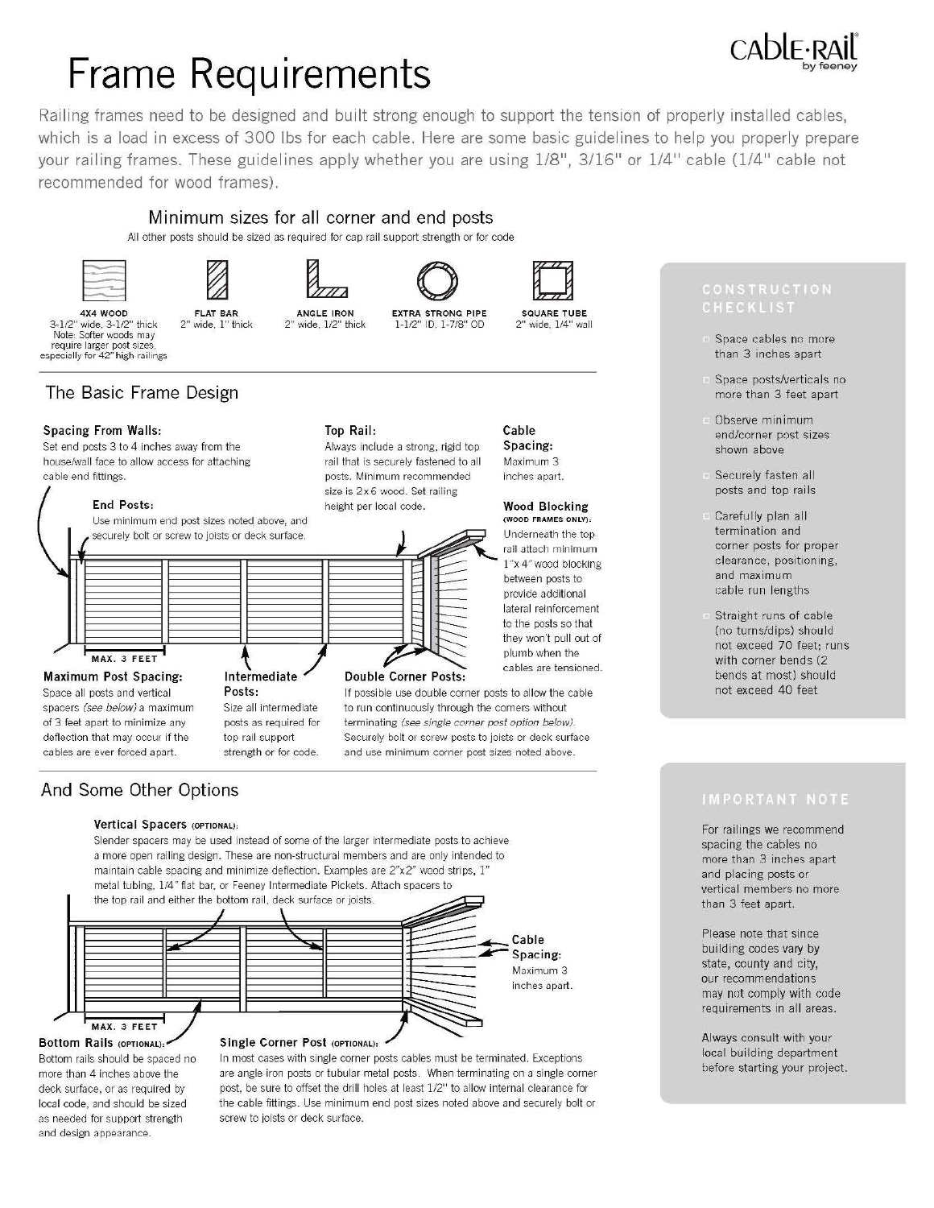# Frame Requirements

Railing frames need to be designed and built strong enough to support the tension of properly installed cables, which is a load in excess of 300 lbs for each cable. Here are some basic guidelines to help you properly prepare your railing frames. These guidelines apply whether you are using 1/8", 3/16" or 1/4" cable (1/4" cable not recommended for wood frames).

## Minimum sizes for all corner and end posts

All other posts should be sized as required for cap rail support strength or for code

| 4X4 WOOD | FLAT BAR | ANGLE IRON | EXTRA STRONG PIPE | SQUARE TUBE |
|---|---|---|---|---|
| 3-1/2" wide, 3-1/2" thick. Note: Softer woods may require larger post sizes, especially for 42" high railings | 2" wide, 1" thick | 2" wide, 1/2" thick | 1-1/2" ID, 1-7/8" OD | 2" wide, 1/4" wall |

## The Basic Frame Design

**Spacing From Walls:** Set end posts 3 to 4 inches away from the house/wall face to allow access for attaching cable end fittings.

**End Posts:** Use minimum end post sizes noted above, and securely bolt or screw to joists or deck surface.

**Top Rail:** Always include a strong, rigid top rail that is securely fastened to all posts. Minimum recommended size is 2x6 wood. Set railing height per local code.

**Cable Spacing:** Maximum 3 inches apart.

**Wood Blocking (WOOD FRAMES ONLY):** Underneath the top rail attach minimum 1"x 4" wood blocking between posts to provide additional lateral reinforcement to the posts so that they won't pull out of plumb when the cables are tensioned.

MAX. 3 FEET

**Maximum Post Spacing:** Space all posts and vertical spacers *(see below)* a maximum of 3 feet apart to minimize any deflection that may occur if the cables are ever forced apart.

**Intermediate Posts:** Size all intermediate posts as required for top rail support strength or for code.

**Double Corner Posts:** If possible use double corner posts to allow the cable to run continuously through the corners without terminating *(see single corner post option below)*. Securely bolt or screw posts to joists or deck surface and use minimum corner post sizes noted above.

## And Some Other Options

**Vertical Spacers (OPTIONAL):** Slender spacers may be used instead of some of the larger intermediate posts to achieve a more open railing design. These are non-structural members and are only intended to maintain cable spacing and minimize deflection. Examples are 2"x2" wood strips, 1" metal tubing, 1/4" flat bar, or Feeney Intermediate Pickets. Attach spacers to the top rail and either the bottom rail, deck surface or joists.

**Cable Spacing:** Maximum 3 inches apart.

MAX. 3 FEET

**Bottom Rails (OPTIONAL):** Bottom rails should be spaced no more than 4 inches above the deck surface, or as required by local code, and should be sized as needed for support strength and design appearance.

**Single Corner Post (OPTIONAL):** In most cases with single corner posts cables must be terminated. Exceptions are angle iron posts or tubular metal posts. When terminating on a single corner post, be sure to offset the drill holes at least 1/2" to allow internal clearance for the cable fittings. Use minimum end post sizes noted above and securely bolt or screw to joists or deck surface.

### CONSTRUCTION CHECKLIST

- Space cables no more than 3 inches apart
- Space posts/verticals no more than 3 feet apart
- Observe minimum end/corner post sizes shown above
- Securely fasten all posts and top rails
- Carefully plan all termination and corner posts for proper clearance, positioning, and maximum cable run lengths
- Straight runs of cable (no turns/dips) should not exceed 70 feet; runs with corner bends (2 bends at most) should not exceed 40 feet

### IMPORTANT NOTE

For railings we recommend spacing the cables no more than 3 inches apart and placing posts or vertical members no more than 3 feet apart.

Please note that since building codes vary by state, county and city, our recommendations may not comply with code requirements in all areas.

Always consult with your local building department before starting your project.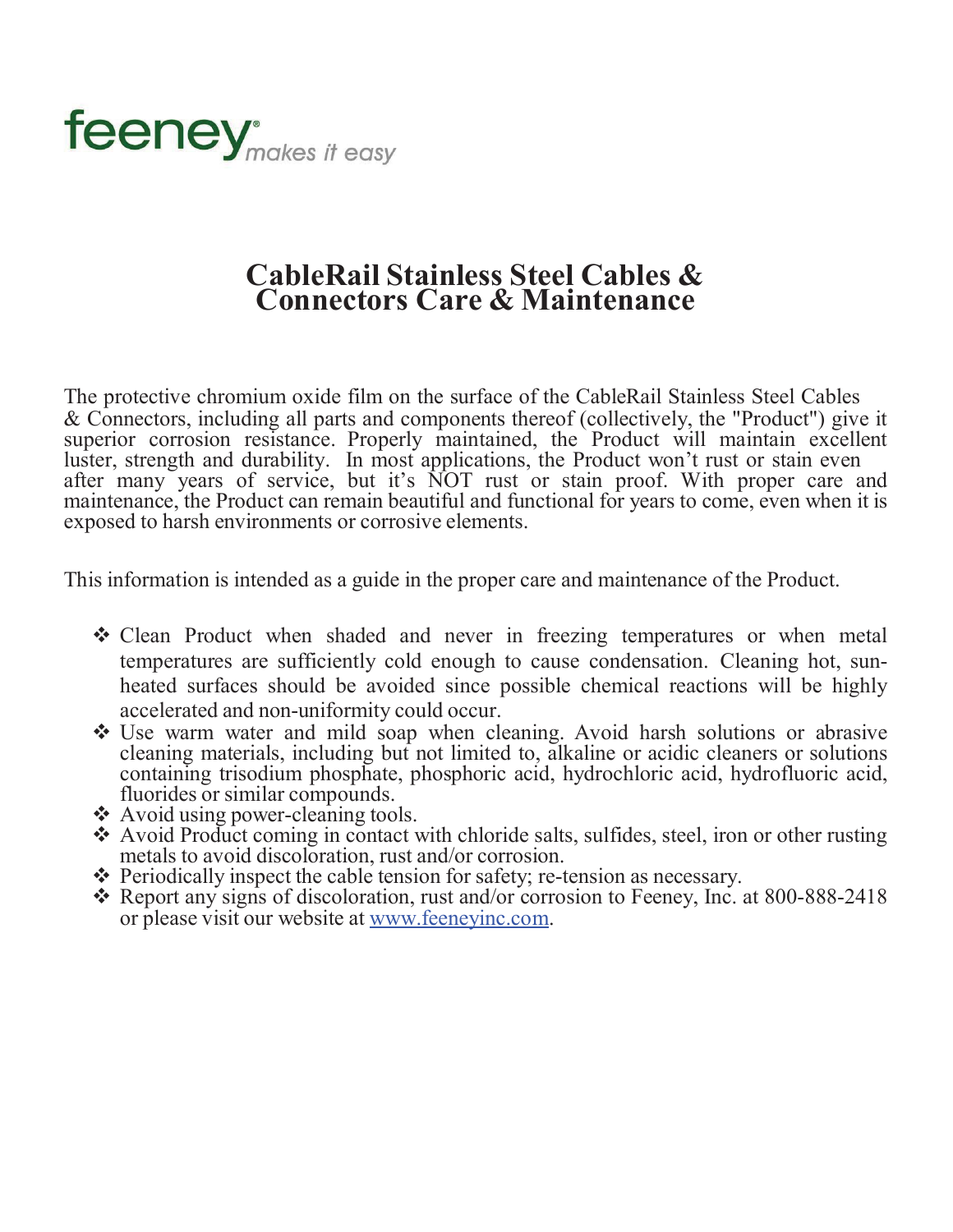feeney *makes it easy*

# CableRail Stainless Steel Cables & Connectors Care & Maintenance

The protective chromium oxide film on the surface of the CableRail Stainless Steel Cables & Connectors, including all parts and components thereof (collectively, the "Product") give it superior corrosion resistance. Properly maintained, the Product will maintain excellent luster, strength and durability. In most applications, the Product won't rust or stain even after many years of service, but it's NOT rust or stain proof. With proper care and maintenance, the Product can remain beautiful and functional for years to come, even when it is exposed to harsh environments or corrosive elements.

This information is intended as a guide in the proper care and maintenance of the Product.

- Clean Product when shaded and never in freezing temperatures or when metal temperatures are sufficiently cold enough to cause condensation. Cleaning hot, sun-heated surfaces should be avoided since possible chemical reactions will be highly accelerated and non-uniformity could occur.
- Use warm water and mild soap when cleaning. Avoid harsh solutions or abrasive cleaning materials, including but not limited to, alkaline or acidic cleaners or solutions containing trisodium phosphate, phosphoric acid, hydrochloric acid, hydrofluoric acid, fluorides or similar compounds.
- Avoid using power-cleaning tools.
- Avoid Product coming in contact with chloride salts, sulfides, steel, iron or other rusting metals to avoid discoloration, rust and/or corrosion.
- Periodically inspect the cable tension for safety; re-tension as necessary.
- Report any signs of discoloration, rust and/or corrosion to Feeney, Inc. at 800-888-2418 or please visit our website at www.feeneyinc.com.